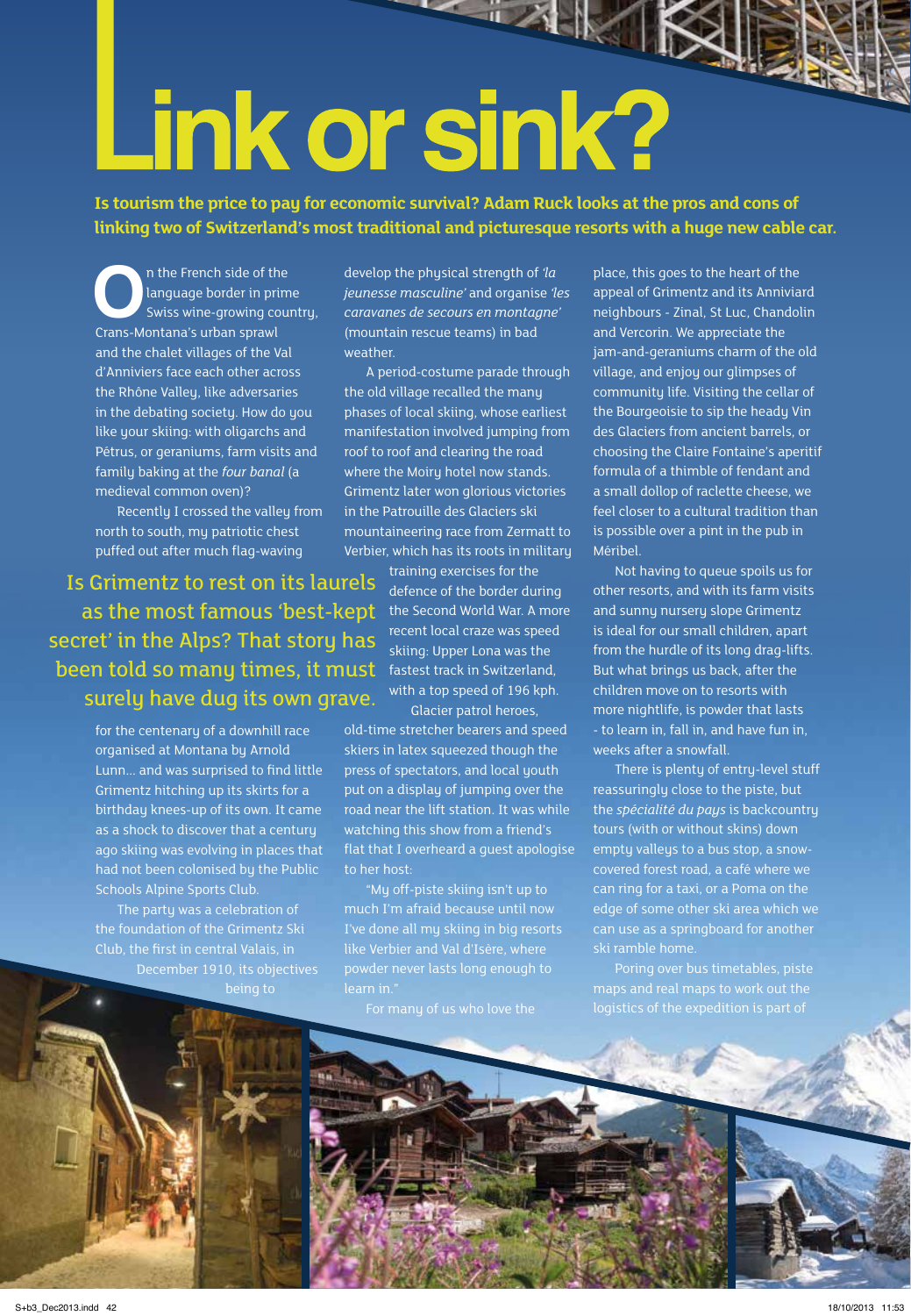# Link or sink?

**Is tourism the price to pay for economic survival? Adam Ruck looks at the pros and cons of linking two of Switzerland's most traditional and picturesque resorts with a huge new cable car.**

On the French side of the language border in prime Swiss wine-growing country, Crans-Montana's urban sprawl and the chalet villages of the Val d'Anniviers face each other across the Rhône Valley, like adversaries in the debating society. How do you like your skiing: with oligarchs and Pétrus, or geraniums, farm visits and family baking at the *four banal* (a medieval common oven)?

Recently I crossed the valley from north to south, my patriotic chest puffed out after much flag-waving for the centenary of a downhill race organised at Montana by Arnold Lunn... and was surprised to find little Grimentz hitching up its skirts for a birthday knees-up of its own. It came as a shock to discover that a century ago skiing was evolving in places that had not been colonised by the Public Schools Alpine Sports Club.

> Is Grimentz to rest on its laurels as the most famous 'best-kept secret' in the Alps? That story has been told so many times, it must surely have dug its own grave.

The party was a celebration of the foundation of the Grimentz Ski Club, the first in central Valais, in December 1910, its objectives being to develop the physical strength of *'la jeunesse masculine'* and organise *'les caravanes de secours en montagne'* (mountain rescue teams) in bad weather.

A period-costume parade through the old village recalled the many phases of local skiing, whose earliest manifestation involved jumping from roof to roof and clearing the road where the Moiry hotel now stands. Grimentz later won glorious victories in the Patrouille des Glaciers ski mountaineering race from Zermatt to Verbier, which has its roots in military training exercises for the defence of the border during the Second World War. A more recent local craze was speed skiing: Upper Lona was the fastest track in Switzerland, with a top speed of 196 kph.

Glacier patrol heroes, old-time stretcher bearers and speed skiers in latex squeezed though the press of spectators, and local youth put on a display of jumping over the road near the lift station. It was while watching this show from a friend's flat that I overheard a guest apologise to her host:

"My off-piste skiing isn't up to much I'm afraid because until now I've done all my skiing in big resorts like Verbier and Val d'Isère, where powder never lasts long enough to learn in."

For many of us who love the place, this goes to the heart of the appeal of Grimentz and its Anniviard neighbours - Zinal, St Luc, Chandolin and Vercorin. We appreciate the jam-and-geraniums charm of the old village, and enjoy our glimpses of community life. Visiting the cellar of the Bourgeoisie to sip the heady Vin des Glaciers from ancient barrels, or choosing the Claire Fontaine's aperitif formula of a thimble of fendant and a small dollop of raclette cheese, we feel closer to a cultural tradition than is possible over a pint in the pub in Méribel.

Not having to queue spoils us for other resorts, and with its farm visits and sunny nursery slope Grimentz is ideal for our small children, apart from the hurdle of its long drag-lifts. But what brings us back, after the children move on to resorts with more nightlife, is powder that lasts - to learn in, fall in, and have fun in, weeks after a snowfall.

There is plenty of entry-level stuff reassuringly close to the piste, but the *spécialité du pays* is backcountry tours (with or without skins) down empty valleys to a bus stop, a snow-covered forest road, a café where we can ring for a taxi, or a Poma on the edge of some other ski area which we can use as a springboard for another ski ramble home.

Poring over bus timetables, piste maps and real maps to work out the logistics of the expedition is part of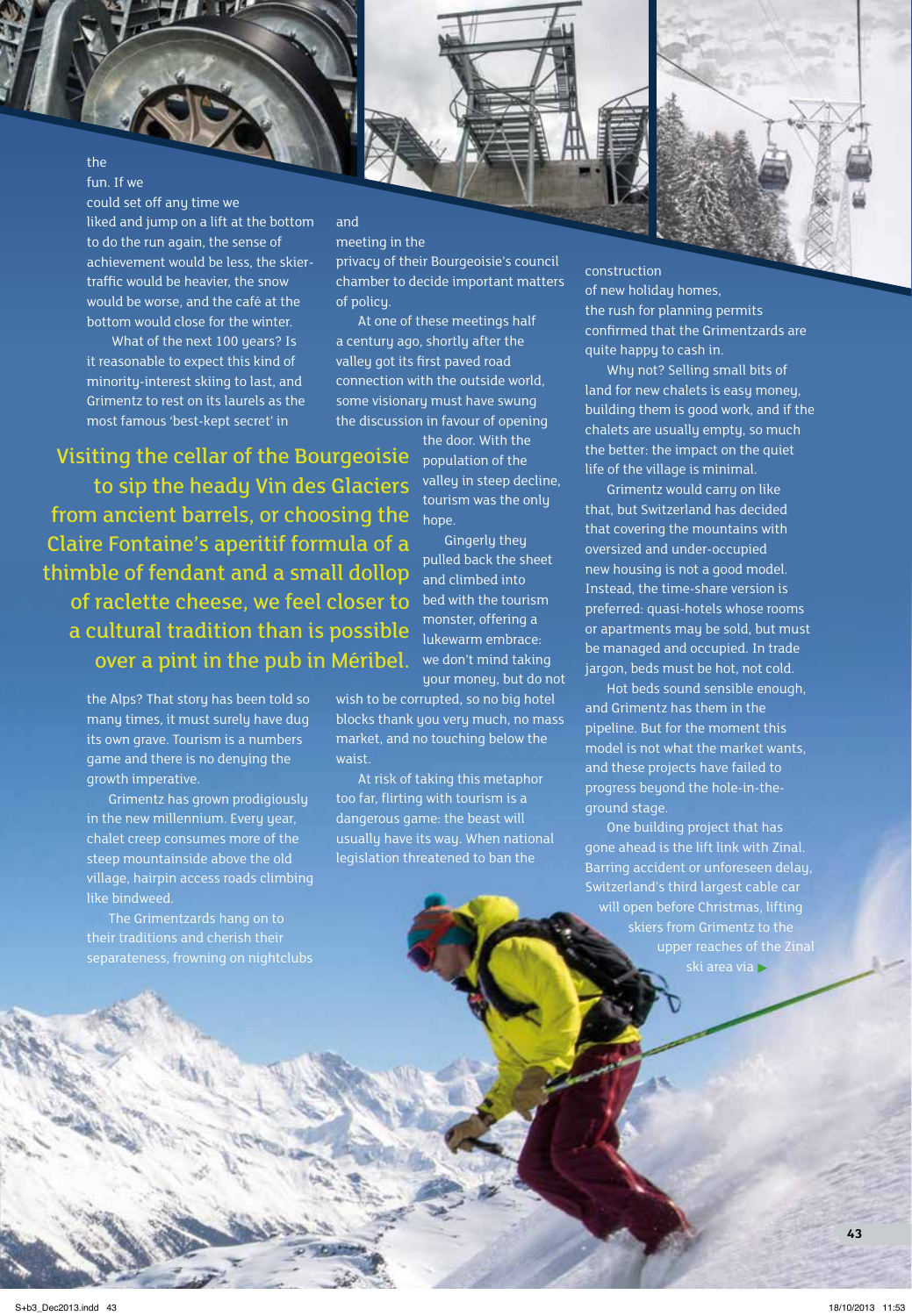the fun. If we could set off any time we liked and jump on a lift at the bottom to do the run again, the sense of achievement would be less, the skier-traffic would be heavier, the snow would be worse, and the café at the bottom would close for the winter.

What of the next 100 years? Is it reasonable to expect this kind of minority-interest skiing to last, and Grimentz to rest on its laurels as the most famous 'best-kept secret' in the Alps? That story has been told so many times, it must surely have dug its own grave. Tourism is a numbers game and there is no denying the growth imperative.

> Visiting the cellar of the Bourgeoisie to sip the heady Vin des Glaciers from ancient barrels, or choosing the Claire Fontaine's aperitif formula of a thimble of fendant and a small dollop of raclette cheese, we feel closer to a cultural tradition than is possible over a pint in the pub in Méribel.

Grimentz has grown prodigiously in the new millennium. Every year, chalet creep consumes more of the steep mountainside above the old village, hairpin access roads climbing like bindweed.

The Grimentzards hang on to their traditions and cherish their separateness, frowning on nightclubs and meeting in the privacy of their Bourgeoisie's council chamber to decide important matters of policy.

At one of these meetings half a century ago, shortly after the valley got its first paved road connection with the outside world, some visionary must have swung the discussion in favour of opening the door. With the population of the valley in steep decline, tourism was the only hope.

Gingerly they pulled back the sheet and climbed into bed with the tourism monster, offering a lukewarm embrace: we don't mind taking your money, but do not wish to be corrupted, so no big hotel blocks thank you very much, no mass market, and no touching below the waist.

At risk of taking this metaphor too far, flirting with tourism is a dangerous game: the beast will usually have its way. When national legislation threatened to ban the construction of new holiday homes, the rush for planning permits confirmed that the Grimentzards are quite happy to cash in.

Why not? Selling small bits of land for new chalets is easy money, building them is good work, and if the chalets are usually empty, so much the better: the impact on the quiet life of the village is minimal.

Grimentz would carry on like that, but Switzerland has decided that covering the mountains with oversized and under-occupied new housing is not a good model. Instead, the time-share version is preferred: quasi-hotels whose rooms or apartments may be sold, but must be managed and occupied. In trade jargon, beds must be hot, not cold.

Hot beds sound sensible enough, and Grimentz has them in the pipeline. But for the moment this model is not what the market wants, and these projects have failed to progress beyond the hole-in-the-ground stage.

One building project that has gone ahead is the lift link with Zinal. Barring accident or unforeseen delay, Switzerland's third largest cable car will open before Christmas, lifting skiers from Grimentz to the upper reaches of the Zinal ski area via ▶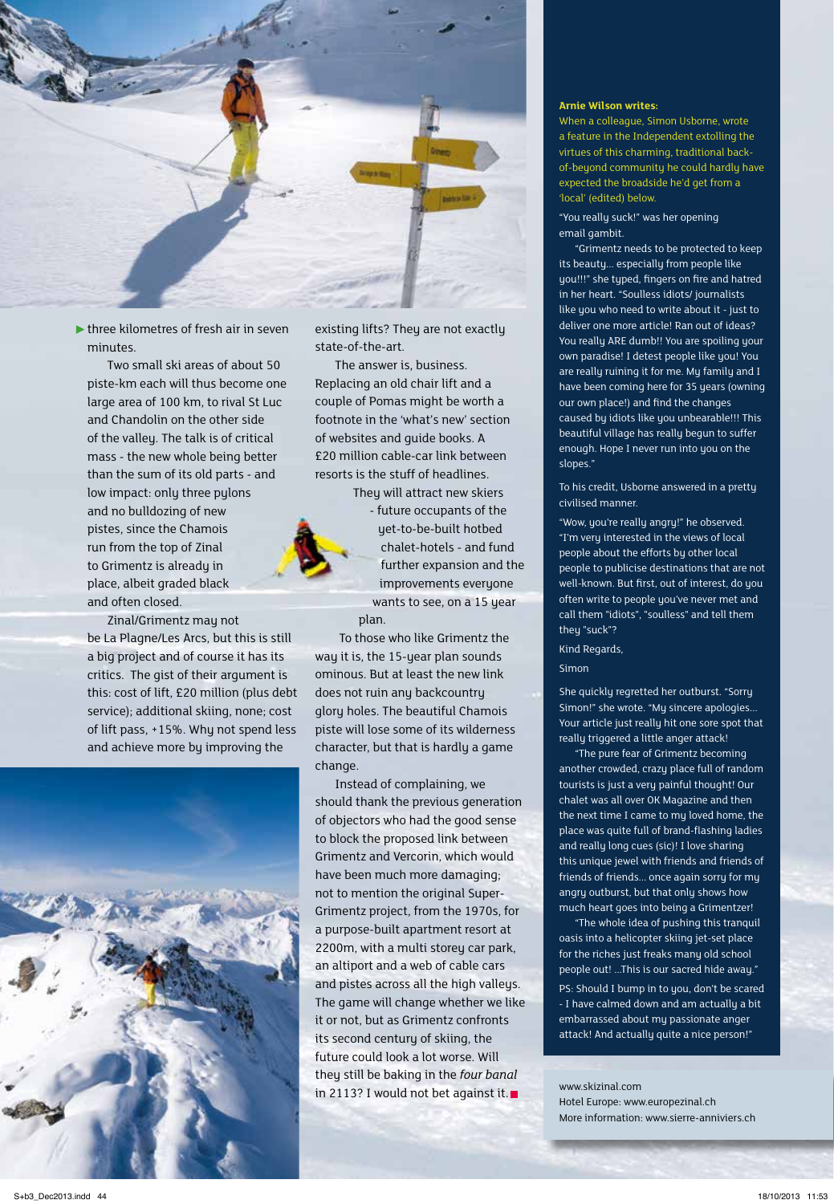three kilometres of fresh air in seven minutes.

Two small ski areas of about 50 piste-km each will thus become one large area of 100 km, to rival St Luc and Chandolin on the other side of the valley. The talk is of critical mass - the new whole being better than the sum of its old parts - and low impact: only three pylons and no bulldozing of new pistes, since the Chamois run from the top of Zinal to Grimentz is already in place, albeit graded black and often closed.

Zinal/Grimentz may not be La Plagne/Les Arcs, but this is still a big project and of course it has its critics. The gist of their argument is this: cost of lift, £20 million (plus debt service); additional skiing, none; cost of lift pass, +15%. Why not spend less and achieve more by improving the existing lifts? They are not exactly state-of-the-art.

The answer is, business. Replacing an old chair lift and a couple of Pomas might be worth a footnote in the 'what's new' section of websites and guide books. A £20 million cable-car link between resorts is the stuff of headlines. They will attract new skiers - future occupants of the yet-to-be-built hotbed chalet-hotels - and fund further expansion and the improvements everyone wants to see, on a 15 year plan.

To those who like Grimentz the way it is, the 15-year plan sounds ominous. But at least the new link does not ruin any backcountry glory holes. The beautiful Chamois piste will lose some of its wilderness character, but that is hardly a game change.

Instead of complaining, we should thank the previous generation of objectors who had the good sense to block the proposed link between Grimentz and Vercorin, which would have been much more damaging; not to mention the original Super-Grimentz project, from the 1970s, for a purpose-built apartment resort at 2200m, with a multi storey car park, an altiport and a web of cable cars and pistes across all the high valleys. The game will change whether we like it or not, but as Grimentz confronts its second century of skiing, the future could look a lot worse. Will they still be baking in the *four banal* in 2113? I would not bet against it.

**Arnie Wilson writes:**
When a colleague, Simon Usborne, wrote a feature in the Independent extolling the virtues of this charming, traditional back-of-beyond community he could hardly have expected the broadside he'd get from a 'local' (edited) below.

"You really suck!" was her opening email gambit.

"Grimentz needs to be protected to keep its beauty... especially from people like you!!!" she typed, fingers on fire and hatred in her heart. "Soulless idiots/ journalists like you who need to write about it - just to deliver one more article! Ran out of ideas? You really ARE dumb!! You are spoiling your own paradise! I detest people like you! You are really ruining it for me. My family and I have been coming here for 35 years (owning our own place!) and find the changes caused by idiots like you unbearable!!! This beautiful village has really begun to suffer enough. Hope I never run into you on the slopes."

To his credit, Usborne answered in a pretty civilised manner.

"Wow, you're really angry!" he observed. "I'm very interested in the views of local people about the efforts by other local people to publicise destinations that are not well-known. But first, out of interest, do you often write to people you've never met and call them "idiots", "soulless" and tell them they "suck"?

Kind Regards,

Simon

She quickly regretted her outburst. "Sorry Simon!" she wrote. "My sincere apologies... Your article just really hit one sore spot that really triggered a little anger attack!

"The pure fear of Grimentz becoming another crowded, crazy place full of random tourists is just a very painful thought! Our chalet was all over OK Magazine and then the next time I came to my loved home, the place was quite full of brand-flashing ladies and really long cues (sic)! I love sharing this unique jewel with friends and friends of friends of friends... once again sorry for my angry outburst, but that only shows how much heart goes into being a Grimentzer!

"The whole idea of pushing this tranquil oasis into a helicopter skiing jet-set place for the riches just freaks many old school people out! ...This is our sacred hide away."

PS: Should I bump in to you, don't be scared - I have calmed down and am actually a bit embarrassed about my passionate anger attack! And actually quite a nice person!"

www.skizinal.com
Hotel Europe: www.europezinal.ch
More information: www.sierre-anniviers.ch